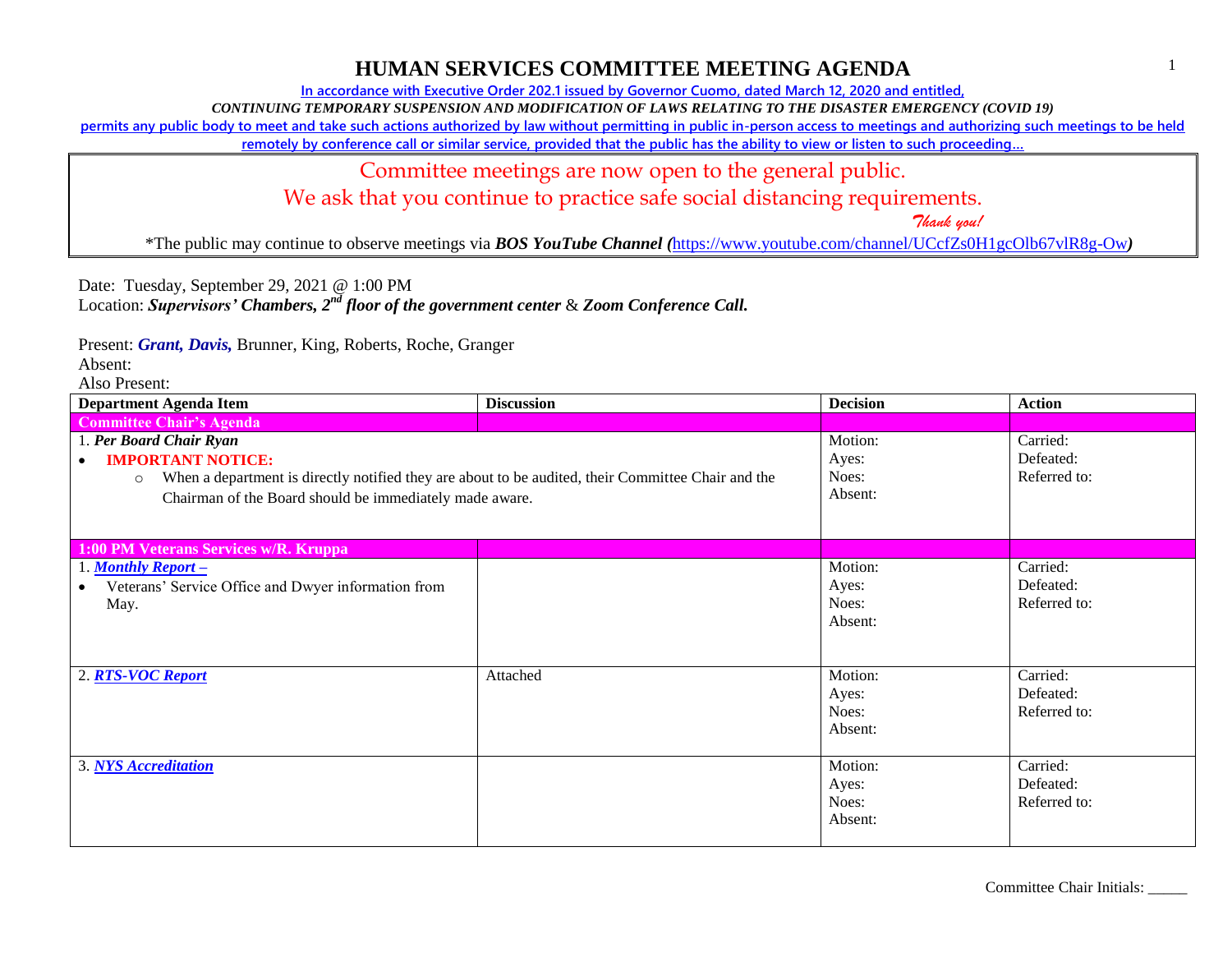# HUMAN SERVICES COMMITTEE MEETING AGENDA

In accordance with Executive Order 202.1 issued by Governor Cuomo, dated March 12, 2020 and entitled,

*CONTINUING TEMPORARY SUSPENSION AND MODIFICATION OF LAWS RELATING TO THE DISASTER EMERGENCY (COVID 19)*

permits any public body to meet and take such actions authorized by law without permitting in public in-person access to meetings and authorizing such meetings to be held remotely by conference call or similar service, provided that the public has the ability to view or listen to such proceeding…

Committee meetings are now open to the general public.

We ask that you continue to practice safe social distancing requirements.

*Thank you!*

*The public may continue to observe meetings via ***BOS YouTube Channel (**https://www.youtube.com/channel/UCcfZs0H1gcOlb67vlR8g-Ow**)**

Date: Tuesday, September 29, 2021 @ 1:00 PM

Location: ***Supervisors' Chambers, 2nd floor of the government center*** & ***Zoom Conference Call.***

Present: ***Grant, Davis,*** Brunner, King, Roberts, Roche, Granger

Absent:

Also Present:

| Department Agenda Item | Discussion | Decision | Action |
|---|---|---|---|
| **Committee Chair's Agenda** | | | |
| 1. ***Per Board Chair Ryan*** <br> • **IMPORTANT NOTICE:** <br> ○ When a department is directly notified they are about to be audited, their Committee Chair and the Chairman of the Board should be immediately made aware. | | Motion:<br>Ayes:<br>Noes:<br>Absent: | Carried:<br>Defeated:<br>Referred to: |
| **1:00 PM Veterans Services w/R. Kruppa** | | | |
| 1. ***Monthly Report –*** <br> • Veterans' Service Office and Dwyer information from May. | | Motion:<br>Ayes:<br>Noes:<br>Absent: | Carried:<br>Defeated:<br>Referred to: |
| 2. ***RTS-VOC Report*** | Attached | Motion:<br>Ayes:<br>Noes:<br>Absent: | Carried:<br>Defeated:<br>Referred to: |
| 3. ***NYS Accreditation*** | | Motion:<br>Ayes:<br>Noes:<br>Absent: | Carried:<br>Defeated:<br>Referred to: |

Committee Chair Initials: _____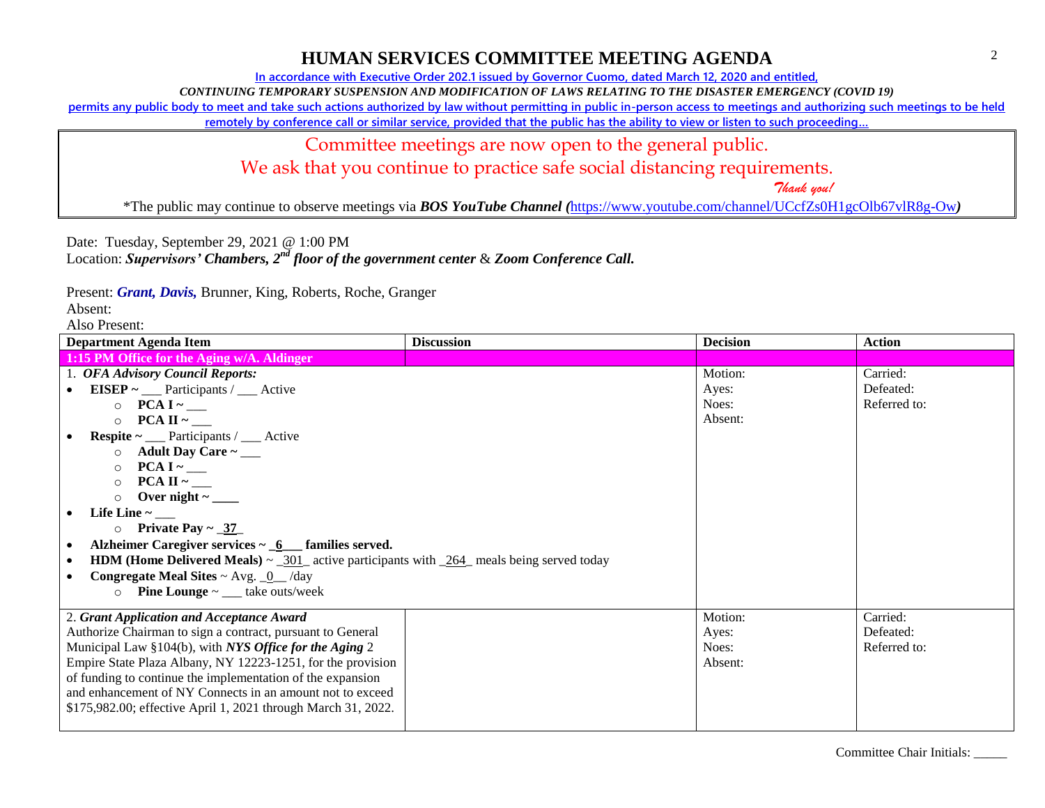# HUMAN SERVICES COMMITTEE MEETING AGENDA

In accordance with Executive Order 202.1 issued by Governor Cuomo, dated March 12, 2020 and entitled,

*CONTINUING TEMPORARY SUSPENSION AND MODIFICATION OF LAWS RELATING TO THE DISASTER EMERGENCY (COVID 19)*

permits any public body to meet and take such actions authorized by law without permitting in public in-person access to meetings and authorizing such meetings to be held remotely by conference call or similar service, provided that the public has the ability to view or listen to such proceeding…

Committee meetings are now open to the general public.

We ask that you continue to practice safe social distancing requirements.

*Thank you!*

*The public may continue to observe meetings via ***BOS YouTube Channel (***https://www.youtube.com/channel/UCcfZs0H1gcOlb67vlR8g-Ow***)***

Date: Tuesday, September 29, 2021 @ 1:00 PM
Location: ***Supervisors' Chambers, 2nd floor of the government center*** & ***Zoom Conference Call.***

Present: ***Grant, Davis,*** Brunner, King, Roberts, Roche, Granger
Absent:
Also Present:

| Department Agenda Item | Discussion | Decision | Action |
|---|---|---|---|
| **1:15 PM Office for the Aging w/A. Aldinger** | | | |
| 1. ***OFA Advisory Council Reports:***<br>• **EISEP ~** ___ Participants / ___ Active<br>&nbsp;&nbsp;○ **PCA I ~** ___<br>&nbsp;&nbsp;○ **PCA II ~** ___<br>• **Respite ~** ___ Participants / ___ Active<br>&nbsp;&nbsp;○ **Adult Day Care ~** ___<br>&nbsp;&nbsp;○ **PCA I ~** ___<br>&nbsp;&nbsp;○ **PCA II ~** ___<br>&nbsp;&nbsp;○ **Over night ~** ____<br>• **Life Line ~** ___<br>&nbsp;&nbsp;○ **Private Pay ~** _37_<br>• **Alzheimer Caregiver services ~** _6___ **families served.**<br>• **HDM (Home Delivered Meals)** ~ _301_ active participants with _264_ meals being served today<br>• **Congregate Meal Sites** ~ Avg. _0__ /day<br>&nbsp;&nbsp;○ **Pine Lounge** ~ ___ take outs/week | | Motion:<br>Ayes:<br>Noes:<br>Absent: | Carried:<br>Defeated:<br>Referred to: |
| 2. ***Grant Application and Acceptance Award***<br>Authorize Chairman to sign a contract, pursuant to General Municipal Law §104(b), with ***NYS Office for the Aging*** 2 Empire State Plaza Albany, NY 12223-1251, for the provision of funding to continue the implementation of the expansion and enhancement of NY Connects in an amount not to exceed $175,982.00; effective April 1, 2021 through March 31, 2022. | | Motion:<br>Ayes:<br>Noes:<br>Absent: | Carried:<br>Defeated:<br>Referred to: |

Committee Chair Initials: _____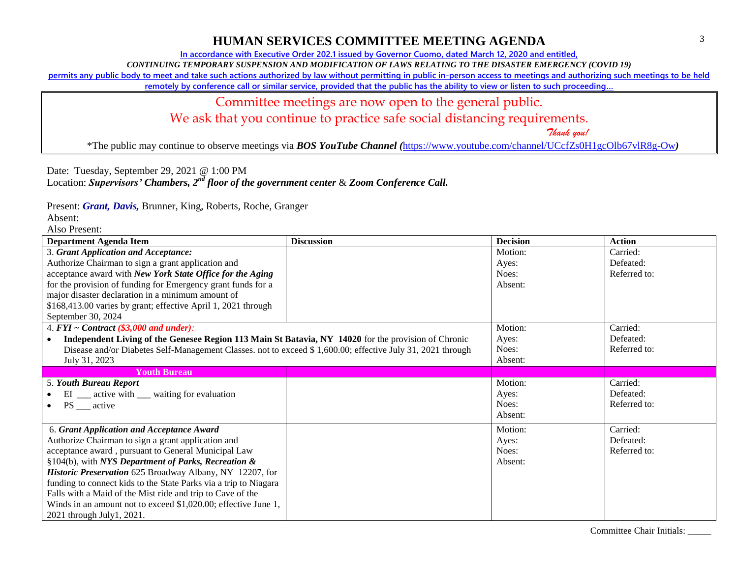# HUMAN SERVICES COMMITTEE MEETING AGENDA

In accordance with Executive Order 202.1 issued by Governor Cuomo, dated March 12, 2020 and entitled,

*CONTINUING TEMPORARY SUSPENSION AND MODIFICATION OF LAWS RELATING TO THE DISASTER EMERGENCY (COVID 19)*

permits any public body to meet and take such actions authorized by law without permitting in public in-person access to meetings and authorizing such meetings to be held remotely by conference call or similar service, provided that the public has the ability to view or listen to such proceeding…

Committee meetings are now open to the general public.

We ask that you continue to practice safe social distancing requirements.

*Thank you!*

*The public may continue to observe meetings via ***BOS YouTube Channel*** *(*https://www.youtube.com/channel/UCcfZs0H1gcOlb67vlR8g-Ow*)*

Date: Tuesday, September 29, 2021 @ 1:00 PM

Location: ***Supervisors' Chambers, 2nd floor of the government center*** & ***Zoom Conference Call.***

Present: ***Grant, Davis,*** Brunner, King, Roberts, Roche, Granger

Absent:

Also Present:

| Department Agenda Item | Discussion | Decision | Action |
|---|---|---|---|
| 3. ***Grant Application and Acceptance:*** Authorize Chairman to sign a grant application and acceptance award with ***New York State Office for the Aging*** for the provision of funding for Emergency grant funds for a major disaster declaration in a minimum amount of $168,413.00 varies by grant; effective April 1, 2021 through September 30, 2024 | | Motion:<br>Ayes:<br>Noes:<br>Absent: | Carried:<br>Defeated:<br>Referred to: |
| 4. ***FYI ~ Contract ($3,000 and under):***<br>• **Independent Living of the Genesee Region 113 Main St Batavia, NY 14020** for the provision of Chronic Disease and/or Diabetes Self-Management Classes. not to exceed $ 1,600.00; effective July 31, 2021 through July 31, 2023 | | Motion:<br>Ayes:<br>Noes:<br>Absent: | Carried:<br>Defeated:<br>Referred to: |
| **Youth Bureau** | | | |
| 5. ***Youth Bureau Report***<br>• EI ___ active with ___ waiting for evaluation<br>• PS ___ active | | Motion:<br>Ayes:<br>Noes:<br>Absent: | Carried:<br>Defeated:<br>Referred to: |
| 6. ***Grant Application and Acceptance Award*** Authorize Chairman to sign a grant application and acceptance award , pursuant to General Municipal Law §104(b), with ***NYS Department of Parks, Recreation & Historic Preservation*** 625 Broadway Albany, NY 12207, for funding to connect kids to the State Parks via a trip to Niagara Falls with a Maid of the Mist ride and trip to Cave of the Winds in an amount not to exceed $1,020.00; effective June 1, 2021 through July1, 2021. | | Motion:<br>Ayes:<br>Noes:<br>Absent: | Carried:<br>Defeated:<br>Referred to: |

Committee Chair Initials: _____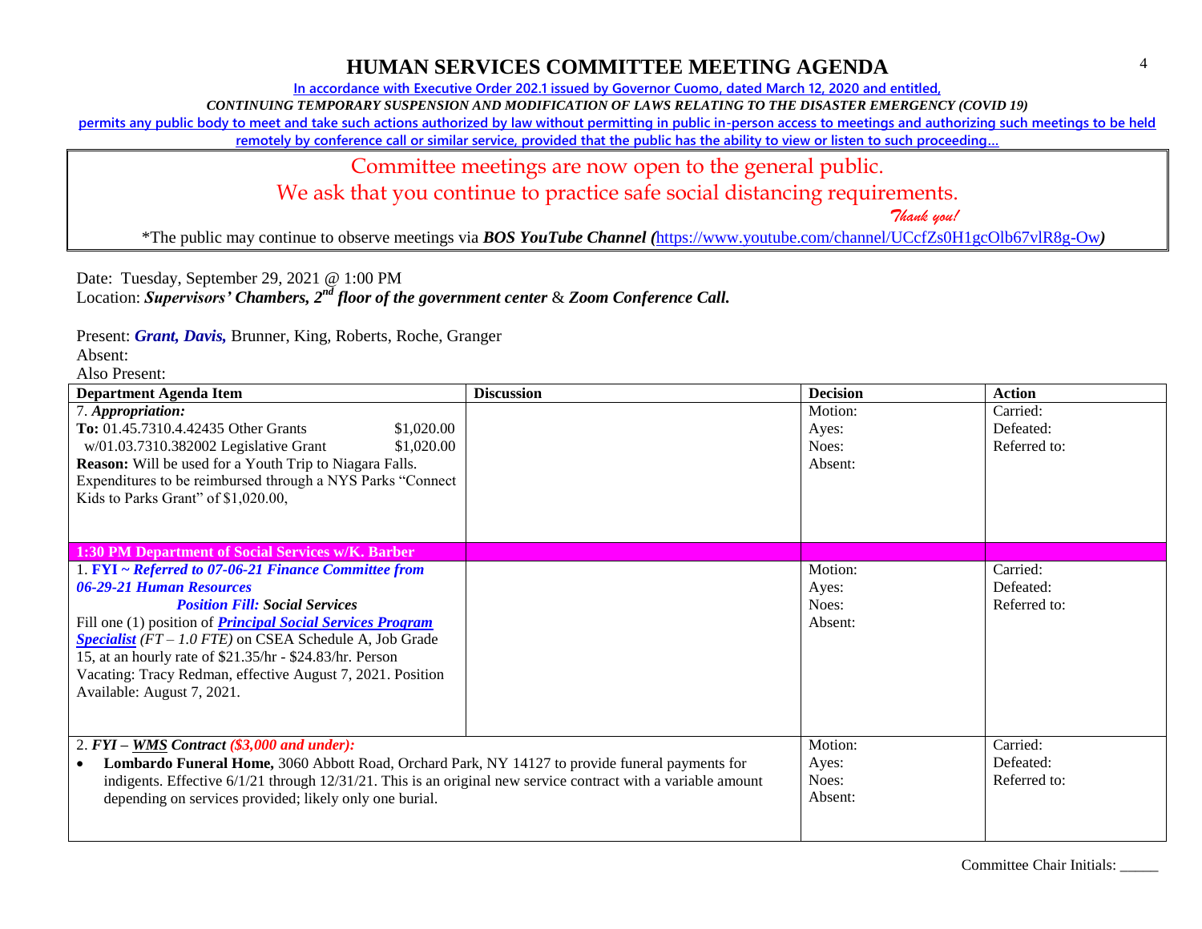# HUMAN SERVICES COMMITTEE MEETING AGENDA

In accordance with Executive Order 202.1 issued by Governor Cuomo, dated March 12, 2020 and entitled,

*CONTINUING TEMPORARY SUSPENSION AND MODIFICATION OF LAWS RELATING TO THE DISASTER EMERGENCY (COVID 19)*

permits any public body to meet and take such actions authorized by law without permitting in public in-person access to meetings and authorizing such meetings to be held remotely by conference call or similar service, provided that the public has the ability to view or listen to such proceeding…

Committee meetings are now open to the general public.
We ask that you continue to practice safe social distancing requirements.
*Thank you!*

*The public may continue to observe meetings via ***BOS YouTube Channel*** (https://www.youtube.com/channel/UCcfZs0H1gcOlb67vlR8g-Ow)

Date: Tuesday, September 29, 2021 @ 1:00 PM
Location: ***Supervisors' Chambers, 2nd floor of the government center*** & ***Zoom Conference Call.***

Present: ***Grant, Davis,*** Brunner, King, Roberts, Roche, Granger
Absent:
Also Present:

| Department Agenda Item | Discussion | Decision | Action |
|---|---|---|---|
| 7. ***Appropriation:***<br>**To:** 01.45.7310.4.42435 Other Grants $1,020.00<br>w/01.03.7310.382002 Legislative Grant $1,020.00<br>**Reason:** Will be used for a Youth Trip to Niagara Falls. Expenditures to be reimbursed through a NYS Parks "Connect Kids to Parks Grant" of $1,020.00, | | Motion:<br>Ayes:<br>Noes:<br>Absent: | Carried:<br>Defeated:<br>Referred to: |
| **1:30 PM Department of Social Services w/K. Barber** | | | |
| 1. **FYI ~ *Referred to 07-06-21 Finance Committee from 06-29-21 Human Resources***<br>***Position Fill:* Social Services**<br>Fill one (1) position of ***Principal Social Services Program Specialist*** *(FT – 1.0 FTE)* on CSEA Schedule A, Job Grade 15, at an hourly rate of $21.35/hr - $24.83/hr. Person Vacating: Tracy Redman, effective August 7, 2021. Position Available: August 7, 2021. | | Motion:<br>Ayes:<br>Noes:<br>Absent: | Carried:<br>Defeated:<br>Referred to: |
| 2. ***FYI – WMS Contract ($3,000 and under):***<br>• **Lombardo Funeral Home,** 3060 Abbott Road, Orchard Park, NY 14127 to provide funeral payments for indigents. Effective 6/1/21 through 12/31/21. This is an original new service contract with a variable amount depending on services provided; likely only one burial. | | Motion:<br>Ayes:<br>Noes:<br>Absent: | Carried:<br>Defeated:<br>Referred to: |

Committee Chair Initials: _____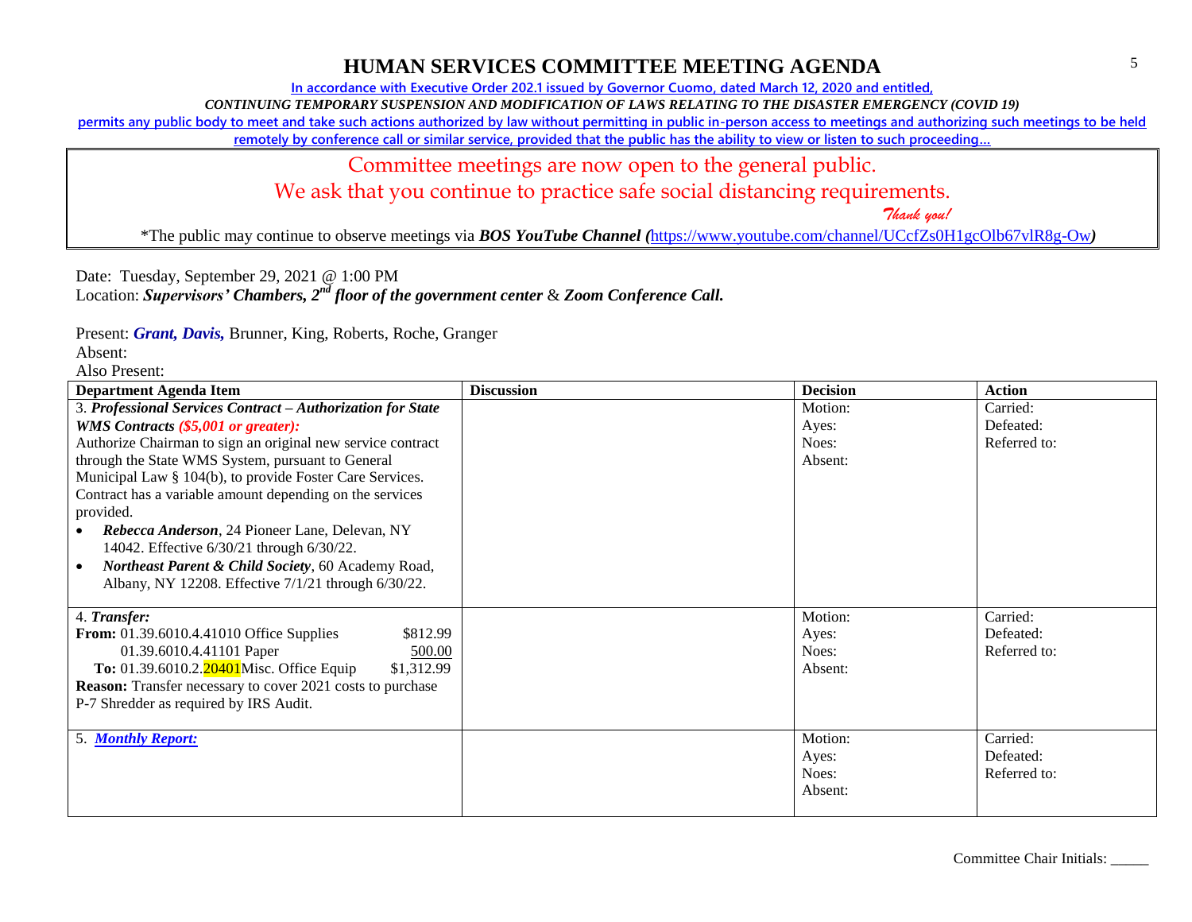# HUMAN SERVICES COMMITTEE MEETING AGENDA

In accordance with Executive Order 202.1 issued by Governor Cuomo, dated March 12, 2020 and entitled,

*CONTINUING TEMPORARY SUSPENSION AND MODIFICATION OF LAWS RELATING TO THE DISASTER EMERGENCY (COVID 19)*

permits any public body to meet and take such actions authorized by law without permitting in public in-person access to meetings and authorizing such meetings to be held remotely by conference call or similar service, provided that the public has the ability to view or listen to such proceeding…

Committee meetings are now open to the general public.

We ask that you continue to practice safe social distancing requirements.

*Thank you!*

*The public may continue to observe meetings via ***BOS YouTube Channel (***https://www.youtube.com/channel/UCcfZs0H1gcOlb67vlR8g-Ow***)***

Date: Tuesday, September 29, 2021 @ 1:00 PM

Location: ***Supervisors' Chambers, 2nd floor of the government center*** & ***Zoom Conference Call.***

Present: ***Grant, Davis,*** Brunner, King, Roberts, Roche, Granger

Absent:

Also Present:

| Department Agenda Item | Discussion | Decision | Action |
|---|---|---|---|
| 3. ***Professional Services Contract – Authorization for State WMS Contracts ($5,001 or greater):*** Authorize Chairman to sign an original new service contract through the State WMS System, pursuant to General Municipal Law § 104(b), to provide Foster Care Services. Contract has a variable amount depending on the services provided.<br>• ***Rebecca Anderson***, 24 Pioneer Lane, Delevan, NY 14042. Effective 6/30/21 through 6/30/22.<br>• ***Northeast Parent & Child Society***, 60 Academy Road, Albany, NY 12208. Effective 7/1/21 through 6/30/22. | | Motion:<br>Ayes:<br>Noes:<br>Absent: | Carried:<br>Defeated:<br>Referred to: |
| 4. ***Transfer:***<br>**From:** 01.39.6010.4.41010 Office Supplies $812.99<br>01.39.6010.4.41101 Paper 500.00<br>**To:** 01.39.6010.2.20401 Misc. Office Equip $1,312.99<br>**Reason:** Transfer necessary to cover 2021 costs to purchase P-7 Shredder as required by IRS Audit. | | Motion:<br>Ayes:<br>Noes:<br>Absent: | Carried:<br>Defeated:<br>Referred to: |
| 5. ***Monthly Report:*** | | Motion:<br>Ayes:<br>Noes:<br>Absent: | Carried:<br>Defeated:<br>Referred to: |

Committee Chair Initials: _____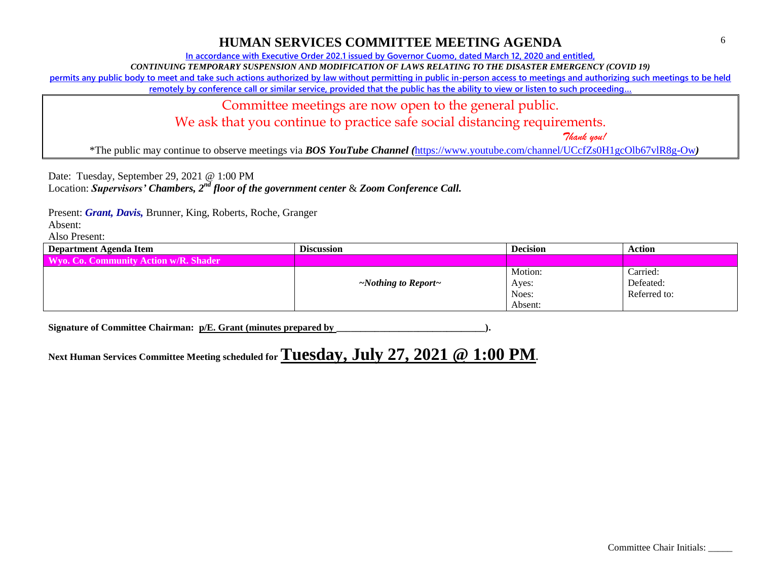# HUMAN SERVICES COMMITTEE MEETING AGENDA

In accordance with Executive Order 202.1 issued by Governor Cuomo, dated March 12, 2020 and entitled,

*CONTINUING TEMPORARY SUSPENSION AND MODIFICATION OF LAWS RELATING TO THE DISASTER EMERGENCY (COVID 19)*

permits any public body to meet and take such actions authorized by law without permitting in public in-person access to meetings and authorizing such meetings to be held remotely by conference call or similar service, provided that the public has the ability to view or listen to such proceeding…

Committee meetings are now open to the general public.

We ask that you continue to practice safe social distancing requirements.

*Thank you!*

*The public may continue to observe meetings via ***BOS YouTube Channel*** *(https://www.youtube.com/channel/UCcfZs0H1gcOlb67vlR8g-Ow)*

Date: Tuesday, September 29, 2021 @ 1:00 PM

Location: ***Supervisors' Chambers, 2nd floor of the government center*** & ***Zoom Conference Call.***

Present: ***Grant, Davis,*** Brunner, King, Roberts, Roche, Granger

Absent:

Also Present:

| Department Agenda Item | Discussion | Decision | Action |
|---|---|---|---|
| **Wyo. Co. Community Action w/R. Shader** | | | |
| | *~Nothing to Report~* | Motion:<br>Ayes:<br>Noes:<br>Absent: | Carried:<br>Defeated:<br>Referred to: |

**Signature of Committee Chairman: p/E. Grant (minutes prepared by ______________________________).**

**Next Human Services Committee Meeting scheduled for Tuesday, July 27, 2021 @ 1:00 PM.**

Committee Chair Initials: _____